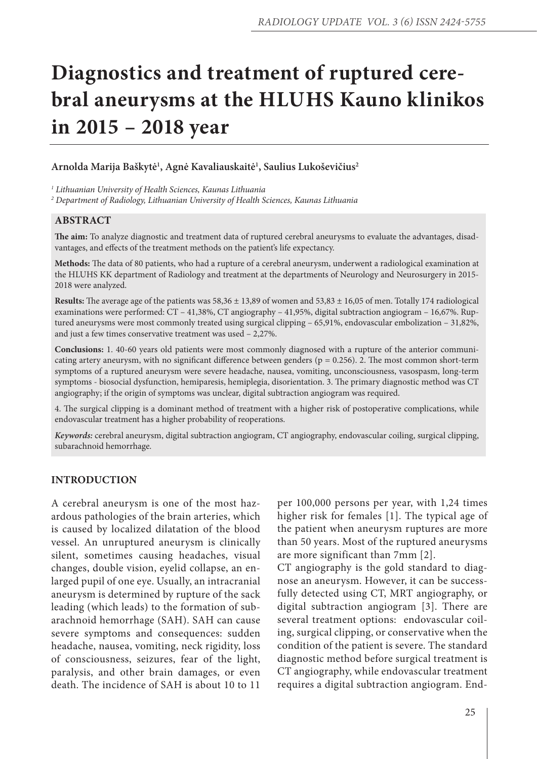# Diagnostics and treatment of ruptured cerebral aneurysms at the HLUHS Kauno klinikos in 2015 – 2018 year

**Arnolda Marija Baškytė[1], Agnė Kavaliauskaitė[1], Saulius Lukoševičius[2]**

*[1] Lithuanian University of Health Sciences, Kaunas Lithuania*
*[2] Department of Radiology, Lithuanian University of Health Sciences, Kaunas Lithuania*

## ABSTRACT

**The aim:** To analyze diagnostic and treatment data of ruptured cerebral aneurysms to evaluate the advantages, disadvantages, and effects of the treatment methods on the patient's life expectancy.

**Methods:** The data of 80 patients, who had a rupture of a cerebral aneurysm, underwent a radiological examination at the HLUHS KK department of Radiology and treatment at the departments of Neurology and Neurosurgery in 2015-2018 were analyzed.

**Results:** The average age of the patients was 58,36 ± 13,89 of women and 53,83 ± 16,05 of men. Totally 174 radiological examinations were performed: CT – 41,38%, CT angiography – 41,95%, digital subtraction angiogram – 16,67%. Ruptured aneurysms were most commonly treated using surgical clipping – 65,91%, endovascular embolization – 31,82%, and just a few times conservative treatment was used – 2,27%.

**Conclusions:** 1. 40-60 years old patients were most commonly diagnosed with a rupture of the anterior communicating artery aneurysm, with no significant difference between genders ($p = 0.256$). 2. The most common short-term symptoms of a ruptured aneurysm were severe headache, nausea, vomiting, unconsciousness, vasospasm, long-term symptoms - biosocial dysfunction, hemiparesis, hemiplegia, disorientation. 3. The primary diagnostic method was CT angiography; if the origin of symptoms was unclear, digital subtraction angiogram was required.

4. The surgical clipping is a dominant method of treatment with a higher risk of postoperative complications, while endovascular treatment has a higher probability of reoperations.

***Keywords:*** cerebral aneurysm, digital subtraction angiogram, CT angiography, endovascular coiling, surgical clipping, subarachnoid hemorrhage.

## INTRODUCTION

A cerebral aneurysm is one of the most hazardous pathologies of the brain arteries, which is caused by localized dilatation of the blood vessel. An unruptured aneurysm is clinically silent, sometimes causing headaches, visual changes, double vision, eyelid collapse, an enlarged pupil of one eye. Usually, an intracranial aneurysm is determined by rupture of the sack leading (which leads) to the formation of subarachnoid hemorrhage (SAH). SAH can cause severe symptoms and consequences: sudden headache, nausea, vomiting, neck rigidity, loss of consciousness, seizures, fear of the light, paralysis, and other brain damages, or even death. The incidence of SAH is about 10 to 11 per 100,000 persons per year, with 1,24 times higher risk for females [1]. The typical age of the patient when aneurysm ruptures are more than 50 years. Most of the ruptured aneurysms are more significant than 7mm [2].

CT angiography is the gold standard to diagnose an aneurysm. However, it can be successfully detected using CT, MRT angiography, or digital subtraction angiogram [3]. There are several treatment options: endovascular coiling, surgical clipping, or conservative when the condition of the patient is severe. The standard diagnostic method before surgical treatment is CT angiography, while endovascular treatment requires a digital subtraction angiogram. End-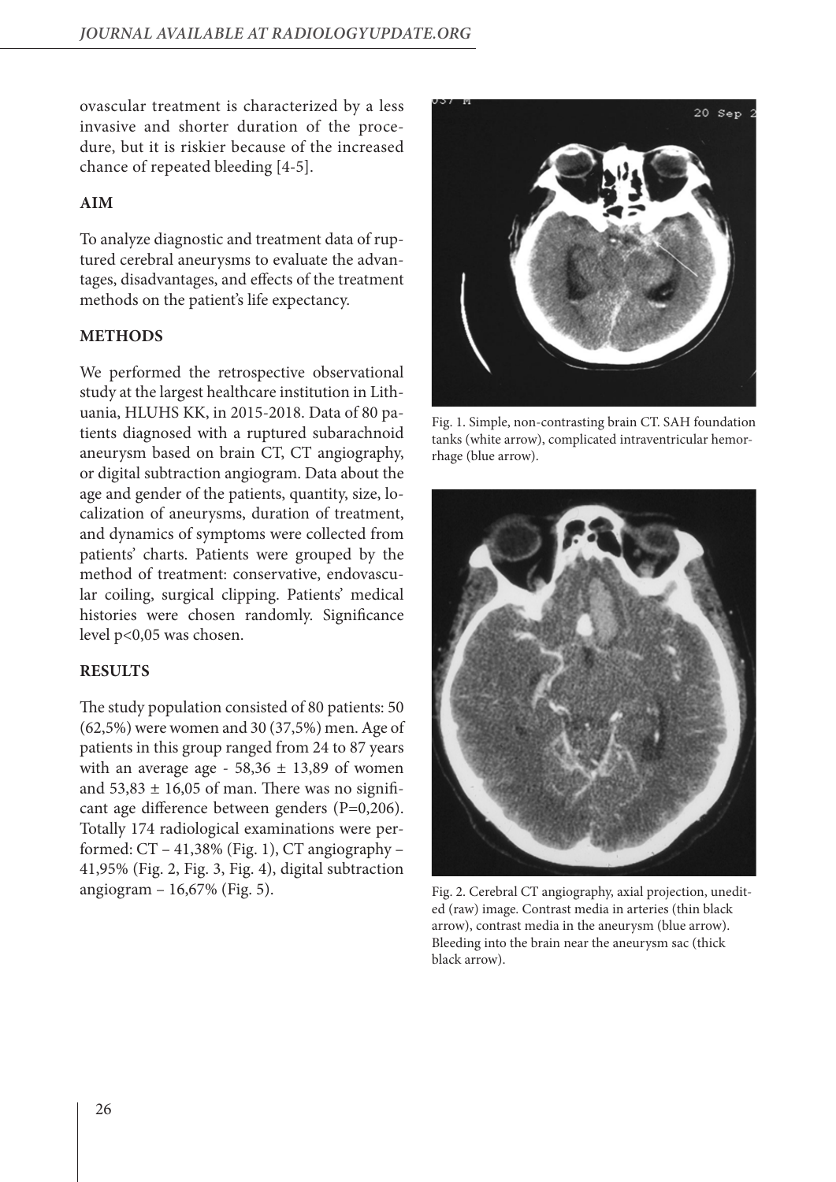ovascular treatment is characterized by a less invasive and shorter duration of the procedure, but it is riskier because of the increased chance of repeated bleeding [4-5].

## AIM

To analyze diagnostic and treatment data of ruptured cerebral aneurysms to evaluate the advantages, disadvantages, and effects of the treatment methods on the patient's life expectancy.

## METHODS

We performed the retrospective observational study at the largest healthcare institution in Lithuania, HLUHS KK, in 2015-2018. Data of 80 patients diagnosed with a ruptured subarachnoid aneurysm based on brain CT, CT angiography, or digital subtraction angiogram. Data about the age and gender of the patients, quantity, size, localization of aneurysms, duration of treatment, and dynamics of symptoms were collected from patients' charts. Patients were grouped by the method of treatment: conservative, endovascular coiling, surgical clipping. Patients' medical histories were chosen randomly. Significance level p<0,05 was chosen.

## RESULTS

The study population consisted of 80 patients: 50 (62,5%) were women and 30 (37,5%) men. Age of patients in this group ranged from 24 to 87 years with an average age - 58,36 ± 13,89 of women and 53,83 ± 16,05 of man. There was no significant age difference between genders (P=0,206). Totally 174 radiological examinations were performed: CT – 41,38% (Fig. 1), CT angiography – 41,95% (Fig. 2, Fig. 3, Fig. 4), digital subtraction angiogram – 16,67% (Fig. 5).

Fig. 1. Simple, non-contrasting brain CT. SAH foundation tanks (white arrow), complicated intraventricular hemorrhage (blue arrow).

Fig. 2. Cerebral CT angiography, axial projection, unedited (raw) image. Contrast media in arteries (thin black arrow), contrast media in the aneurysm (blue arrow). Bleeding into the brain near the aneurysm sac (thick black arrow).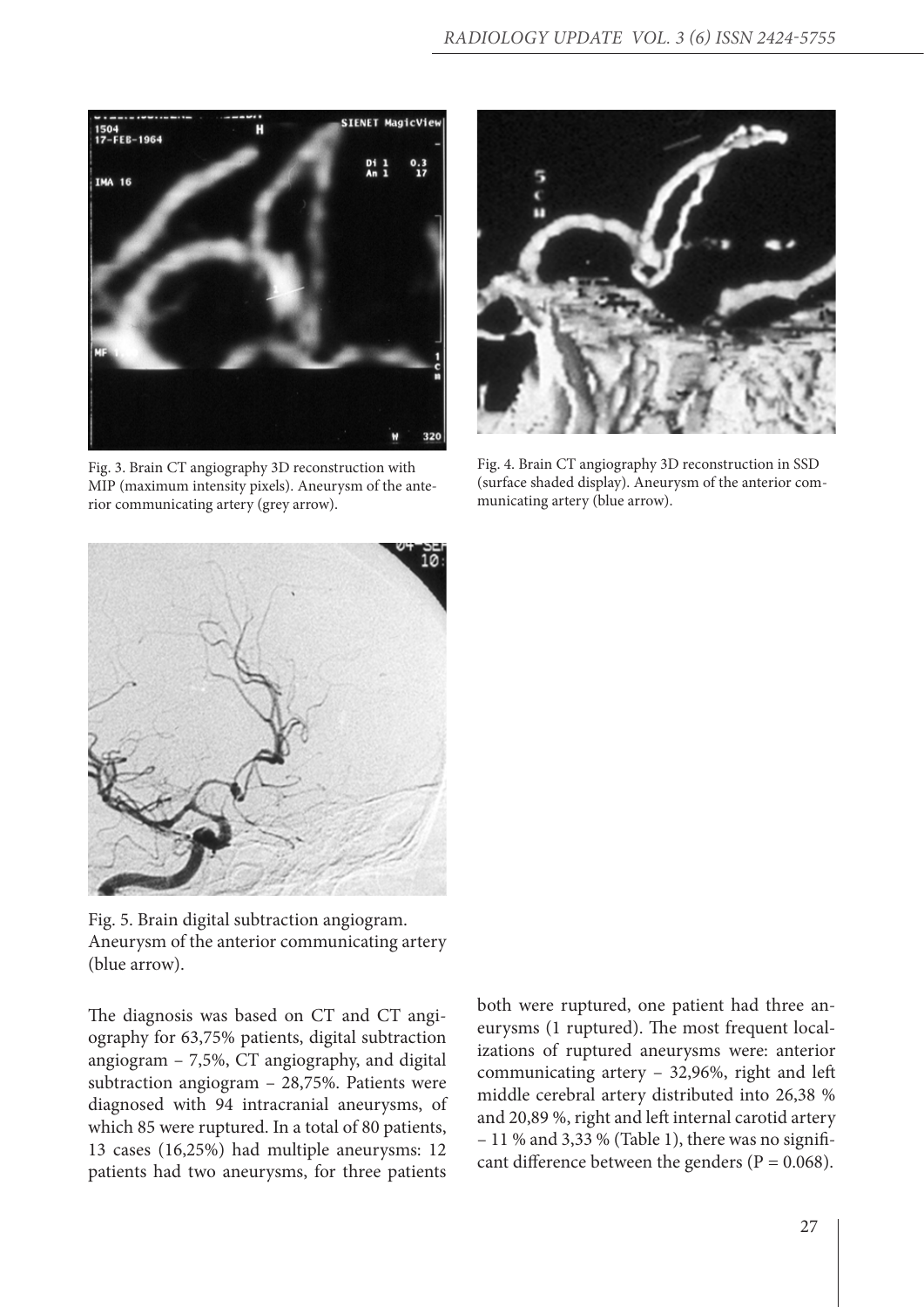Fig. 3. Brain CT angiography 3D reconstruction with MIP (maximum intensity pixels). Aneurysm of the anterior communicating artery (grey arrow).

Fig. 4. Brain CT angiography 3D reconstruction in SSD (surface shaded display). Aneurysm of the anterior communicating artery (blue arrow).

Fig. 5. Brain digital subtraction angiogram. Aneurysm of the anterior communicating artery (blue arrow).

The diagnosis was based on CT and CT angiography for 63,75% patients, digital subtraction angiogram – 7,5%, CT angiography, and digital subtraction angiogram – 28,75%. Patients were diagnosed with 94 intracranial aneurysms, of which 85 were ruptured. In a total of 80 patients, 13 cases (16,25%) had multiple aneurysms: 12 patients had two aneurysms, for three patients both were ruptured, one patient had three aneurysms (1 ruptured). The most frequent localizations of ruptured aneurysms were: anterior communicating artery – 32,96%, right and left middle cerebral artery distributed into 26,38 % and 20,89 %, right and left internal carotid artery – 11 % and 3,33 % (Table 1), there was no significant difference between the genders (P = 0.068).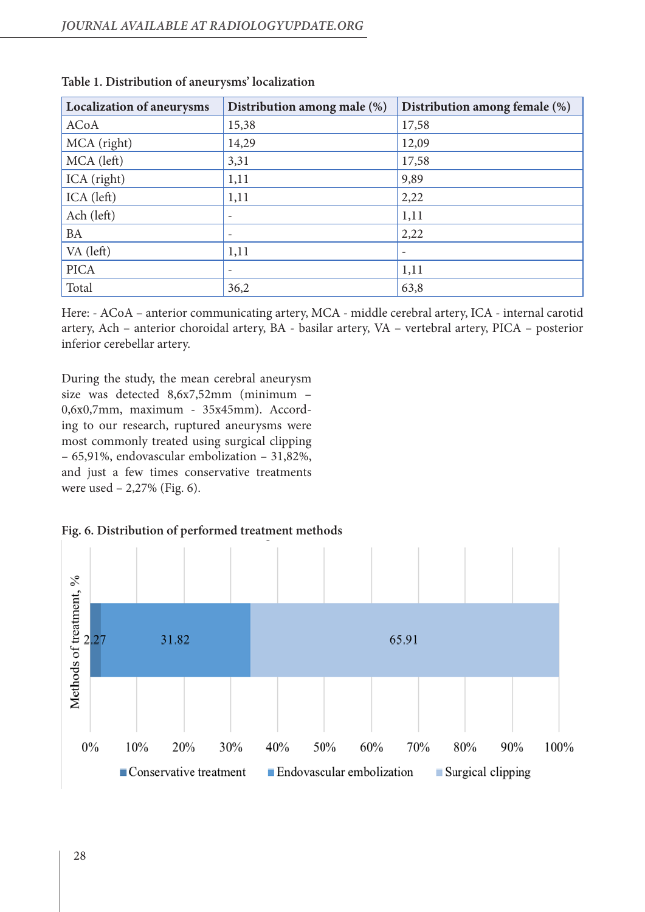**Table 1. Distribution of aneurysms' localization**

| Localization of aneurysms | Distribution among male (%) | Distribution among female (%) |
|---|---|---|
| ACoA | 15,38 | 17,58 |
| MCA (right) | 14,29 | 12,09 |
| MCA (left) | 3,31 | 17,58 |
| ICA (right) | 1,11 | 9,89 |
| ICA (left) | 1,11 | 2,22 |
| Ach (left) | - | 1,11 |
| BA | - | 2,22 |
| VA (left) | 1,11 | - |
| PICA | - | 1,11 |
| Total | 36,2 | 63,8 |

Here: - ACoA – anterior communicating artery, MCA - middle cerebral artery, ICA - internal carotid artery, Ach – anterior choroidal artery, BA - basilar artery, VA – vertebral artery, PICA – posterior inferior cerebellar artery.

During the study, the mean cerebral aneurysm size was detected 8,6x7,52mm (minimum – 0,6x0,7mm, maximum - 35x45mm). According to our research, ruptured aneurysms were most commonly treated using surgical clipping – 65,91%, endovascular embolization – 31,82%, and just a few times conservative treatments were used – 2,27% (Fig. 6).

**Fig. 6. Distribution of performed treatment methods**

| Methods of treatment, % | Conservative treatment | Endovascular embolization | Surgical clipping |
|---|---|---|---|
| | 2.27 | 31.82 | 65.91 |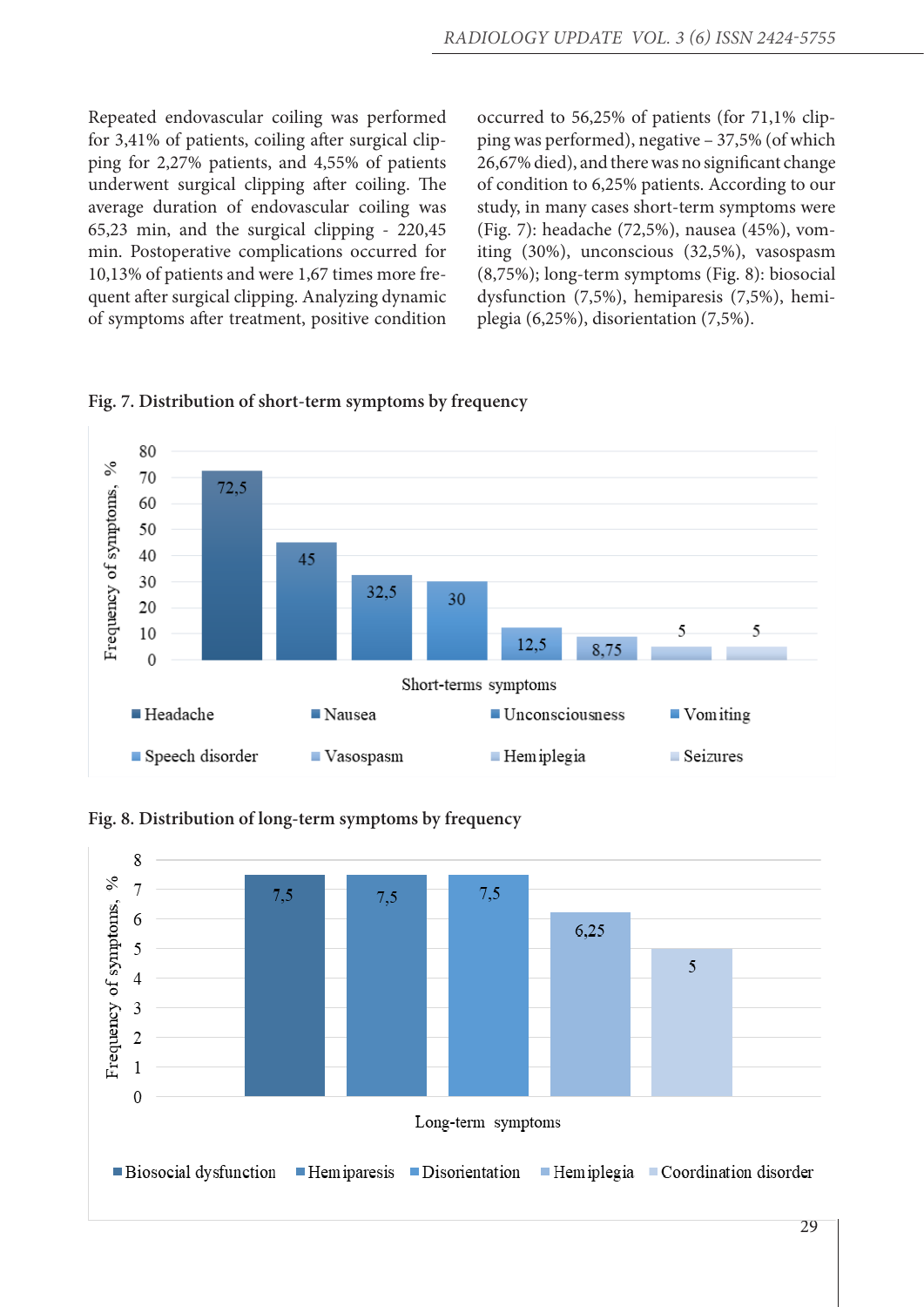Repeated endovascular coiling was performed for 3,41% of patients, coiling after surgical clipping for 2,27% patients, and 4,55% of patients underwent surgical clipping after coiling. The average duration of endovascular coiling was 65,23 min, and the surgical clipping - 220,45 min. Postoperative complications occurred for 10,13% of patients and were 1,67 times more frequent after surgical clipping. Analyzing dynamic of symptoms after treatment, positive condition occurred to 56,25% of patients (for 71,1% clipping was performed), negative – 37,5% (of which 26,67% died), and there was no significant change of condition to 6,25% patients. According to our study, in many cases short-term symptoms were (Fig. 7): headache (72,5%), nausea (45%), vomiting (30%), unconscious (32,5%), vasospasm (8,75%); long-term symptoms (Fig. 8): biosocial dysfunction (7,5%), hemiparesis (7,5%), hemiplegia (6,25%), disorientation (7,5%).

**Fig. 7. Distribution of short-term symptoms by frequency**

| Short-terms symptoms | Frequency of symptoms, % |
|---|---|
| Headache | 72,5 |
| Nausea | 45 |
| Unconsciousness | 32,5 |
| Vomiting | 30 |
| Speech disorder | 12,5 |
| Vasospasm | 8,75 |
| Hemiplegia | 5 |
| Seizures | 5 |

**Fig. 8. Distribution of long-term symptoms by frequency**

| Long-term symptoms | Frequency of symptoms, % |
|---|---|
| Biosocial dysfunction | 7,5 |
| Hemiparesis | 7,5 |
| Disorientation | 7,5 |
| Hemiplegia | 6,25 |
| Coordination disorder | 5 |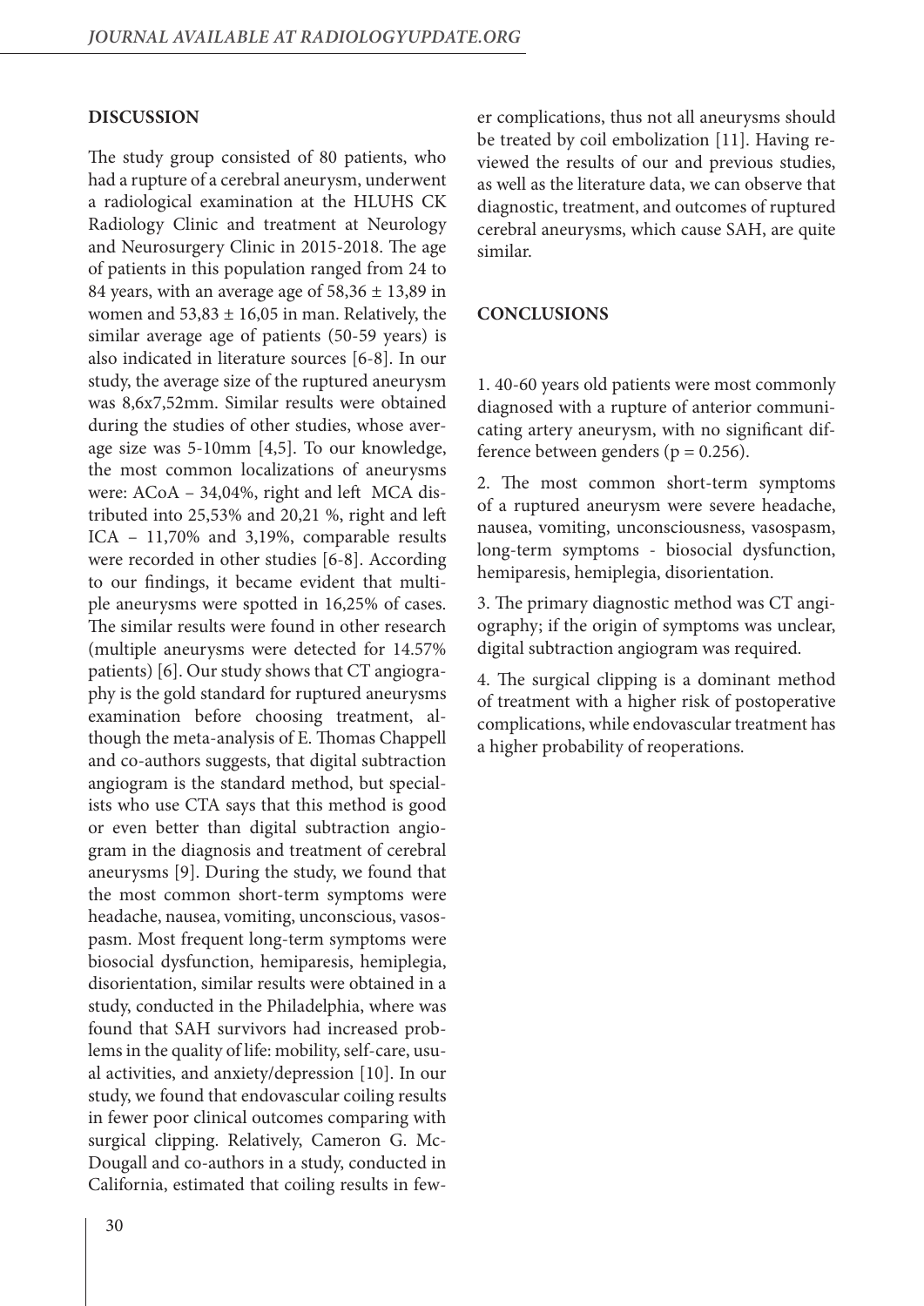## DISCUSSION

The study group consisted of 80 patients, who had a rupture of a cerebral aneurysm, underwent a radiological examination at the HLUHS CK Radiology Clinic and treatment at Neurology and Neurosurgery Clinic in 2015-2018. The age of patients in this population ranged from 24 to 84 years, with an average age of 58,36 ± 13,89 in women and 53,83 ± 16,05 in man. Relatively, the similar average age of patients (50-59 years) is also indicated in literature sources [6-8]. In our study, the average size of the ruptured aneurysm was 8,6x7,52mm. Similar results were obtained during the studies of other studies, whose average size was 5-10mm [4,5]. To our knowledge, the most common localizations of aneurysms were: ACoA – 34,04%, right and left MCA distributed into 25,53% and 20,21 %, right and left ICA – 11,70% and 3,19%, comparable results were recorded in other studies [6-8]. According to our findings, it became evident that multiple aneurysms were spotted in 16,25% of cases. The similar results were found in other research (multiple aneurysms were detected for 14.57% patients) [6]. Our study shows that CT angiography is the gold standard for ruptured aneurysms examination before choosing treatment, although the meta-analysis of E. Thomas Chappell and co-authors suggests, that digital subtraction angiogram is the standard method, but specialists who use CTA says that this method is good or even better than digital subtraction angiogram in the diagnosis and treatment of cerebral aneurysms [9]. During the study, we found that the most common short-term symptoms were headache, nausea, vomiting, unconscious, vasospasm. Most frequent long-term symptoms were biosocial dysfunction, hemiparesis, hemiplegia, disorientation, similar results were obtained in a study, conducted in the Philadelphia, where was found that SAH survivors had increased problems in the quality of life: mobility, self-care, usual activities, and anxiety/depression [10]. In our study, we found that endovascular coiling results in fewer poor clinical outcomes comparing with surgical clipping. Relatively, Cameron G. McDougall and co-authors in a study, conducted in California, estimated that coiling results in fewer complications, thus not all aneurysms should be treated by coil embolization [11]. Having reviewed the results of our and previous studies, as well as the literature data, we can observe that diagnostic, treatment, and outcomes of ruptured cerebral aneurysms, which cause SAH, are quite similar.

## CONCLUSIONS

1. 40-60 years old patients were most commonly diagnosed with a rupture of anterior communicating artery aneurysm, with no significant difference between genders ($p = 0.256$).

2. The most common short-term symptoms of a ruptured aneurysm were severe headache, nausea, vomiting, unconsciousness, vasospasm, long-term symptoms - biosocial dysfunction, hemiparesis, hemiplegia, disorientation.

3. The primary diagnostic method was CT angiography; if the origin of symptoms was unclear, digital subtraction angiogram was required.

4. The surgical clipping is a dominant method of treatment with a higher risk of postoperative complications, while endovascular treatment has a higher probability of reoperations.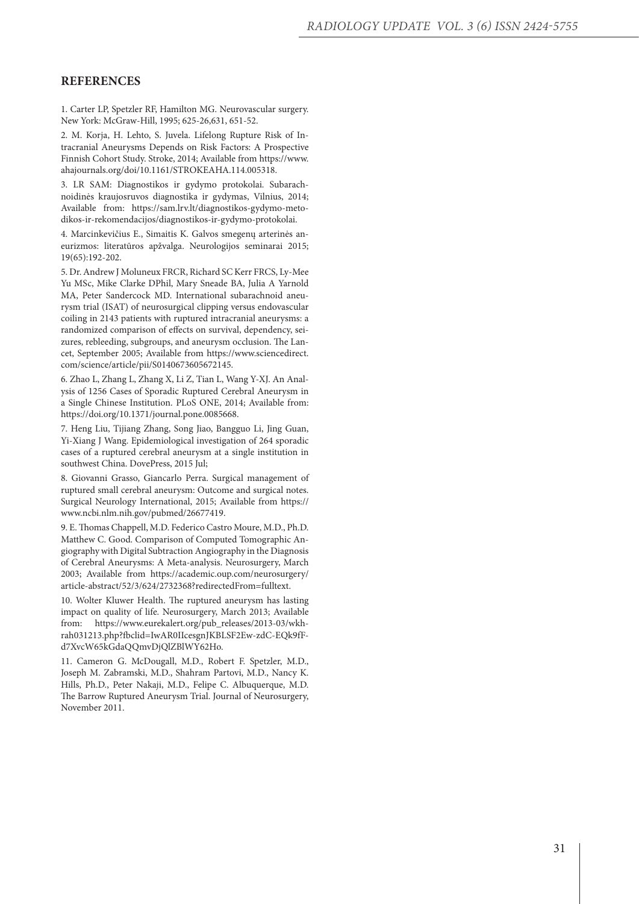## REFERENCES

1. Carter LP, Spetzler RF, Hamilton MG. Neurovascular surgery. New York: McGraw-Hill, 1995; 625-26,631, 651-52.

2. M. Korja, H. Lehto, S. Juvela. Lifelong Rupture Risk of Intracranial Aneurysms Depends on Risk Factors: A Prospective Finnish Cohort Study. Stroke, 2014; Available from https://www.ahajournals.org/doi/10.1161/STROKEAHA.114.005318.

3. LR SAM: Diagnostikos ir gydymo protokolai. Subarachnoidinės kraujosruvos diagnostika ir gydymas, Vilnius, 2014; Available from: https://sam.lrv.lt/diagnostikos-gydymo-metodikos-ir-rekomendacijos/diagnostikos-ir-gydymo-protokolai.

4. Marcinkevičius E., Simaitis K. Galvos smegenų arterinės aneurizmos: literatūros apžvalga. Neurologijos seminarai 2015; 19(65):192-202.

5. Dr. Andrew J Moluneux FRCR, Richard SC Kerr FRCS, Ly-Mee Yu MSc, Mike Clarke DPhil, Mary Sneade BA, Julia A Yarnold MA, Peter Sandercock MD. International subarachnoid aneurysm trial (ISAT) of neurosurgical clipping versus endovascular coiling in 2143 patients with ruptured intracranial aneurysms: a randomized comparison of effects on survival, dependency, seizures, rebleeding, subgroups, and aneurysm occlusion. The Lancet, September 2005; Available from https://www.sciencedirect.com/science/article/pii/S0140673605672145.

6. Zhao L, Zhang L, Zhang X, Li Z, Tian L, Wang Y-XJ. An Analysis of 1256 Cases of Sporadic Ruptured Cerebral Aneurysm in a Single Chinese Institution. PLoS ONE, 2014; Available from: https://doi.org/10.1371/journal.pone.0085668.

7. Heng Liu, Tijiang Zhang, Song Jiao, Bangguo Li, Jing Guan, Yi-Xiang J Wang. Epidemiological investigation of 264 sporadic cases of a ruptured cerebral aneurysm at a single institution in southwest China. DovePress, 2015 Jul;

8. Giovanni Grasso, Giancarlo Perra. Surgical management of ruptured small cerebral aneurysm: Outcome and surgical notes. Surgical Neurology International, 2015; Available from https://www.ncbi.nlm.nih.gov/pubmed/26677419.

9. E. Thomas Chappell, M.D. Federico Castro Moure, M.D., Ph.D. Matthew C. Good. Comparison of Computed Tomographic Angiography with Digital Subtraction Angiography in the Diagnosis of Cerebral Aneurysms: A Meta-analysis. Neurosurgery, March 2003; Available from https://academic.oup.com/neurosurgery/article-abstract/52/3/624/2732368?redirectedFrom=fulltext.

10. Wolter Kluwer Health. The ruptured aneurysm has lasting impact on quality of life. Neurosurgery, March 2013; Available from: https://www.eurekalert.org/pub_releases/2013-03/wkh-rah031213.php?fbclid=IwAR0IIcesgnJKBLSF2Ew-zdC-EQk9fFd7XvcW65kGdaQQmvDjQlZBlWY62Ho.

11. Cameron G. McDougall, M.D., Robert F. Spetzler, M.D., Joseph M. Zabramski, M.D., Shahram Partovi, M.D., Nancy K. Hills, Ph.D., Peter Nakaji, M.D., Felipe C. Albuquerque, M.D. The Barrow Ruptured Aneurysm Trial. Journal of Neurosurgery, November 2011.